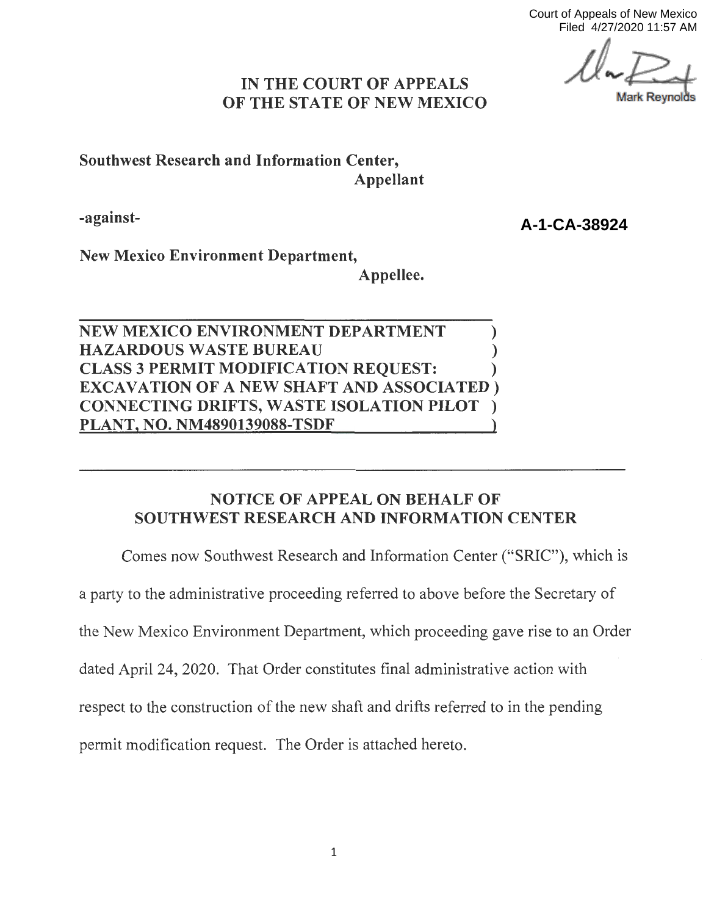Court of Appeals of New Mexico
Filed 4/27/2020 11:57 AM

Mark Reynolds

# IN THE COURT OF APPEALS OF THE STATE OF NEW MEXICO

**Southwest Research and Information Center,**
**Appellant**

**-against-** **A-1-CA-38924**

**New Mexico Environment Department,**
**Appellee.**

**NEW MEXICO ENVIRONMENT DEPARTMENT )**
**HAZARDOUS WASTE BUREAU )**
**CLASS 3 PERMIT MODIFICATION REQUEST: )**
**EXCAVATION OF A NEW SHAFT AND ASSOCIATED )**
**CONNECTING DRIFTS, WASTE ISOLATION PILOT )**
**PLANT, NO. NM4890139088-TSDF )**

## NOTICE OF APPEAL ON BEHALF OF SOUTHWEST RESEARCH AND INFORMATION CENTER

Comes now Southwest Research and Information Center ("SRIC"), which is a party to the administrative proceeding referred to above before the Secretary of the New Mexico Environment Department, which proceeding gave rise to an Order dated April 24, 2020. That Order constitutes final administrative action with respect to the construction of the new shaft and drifts referred to in the pending permit modification request. The Order is attached hereto.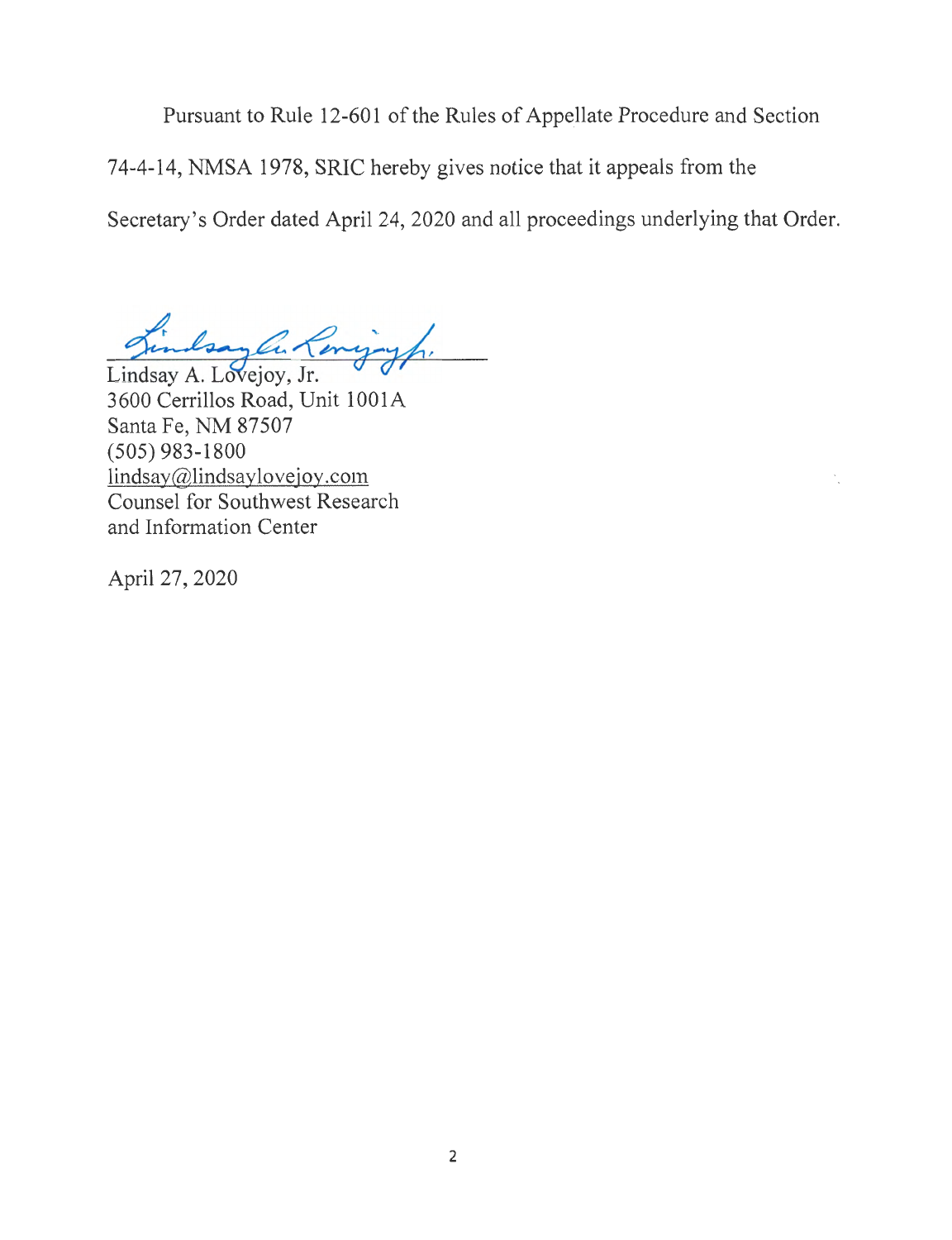Pursuant to Rule 12-601 of the Rules of Appellate Procedure and Section 74-4-14, NMSA 1978, SRIC hereby gives notice that it appeals from the Secretary's Order dated April 24, 2020 and all proceedings underlying that Order.

Lindsay A. Lovejoy, Jr.
3600 Cerrillos Road, Unit 1001A
Santa Fe, NM 87507
(505) 983-1800
lindsay@lindsaylovejoy.com
Counsel for Southwest Research and Information Center

April 27, 2020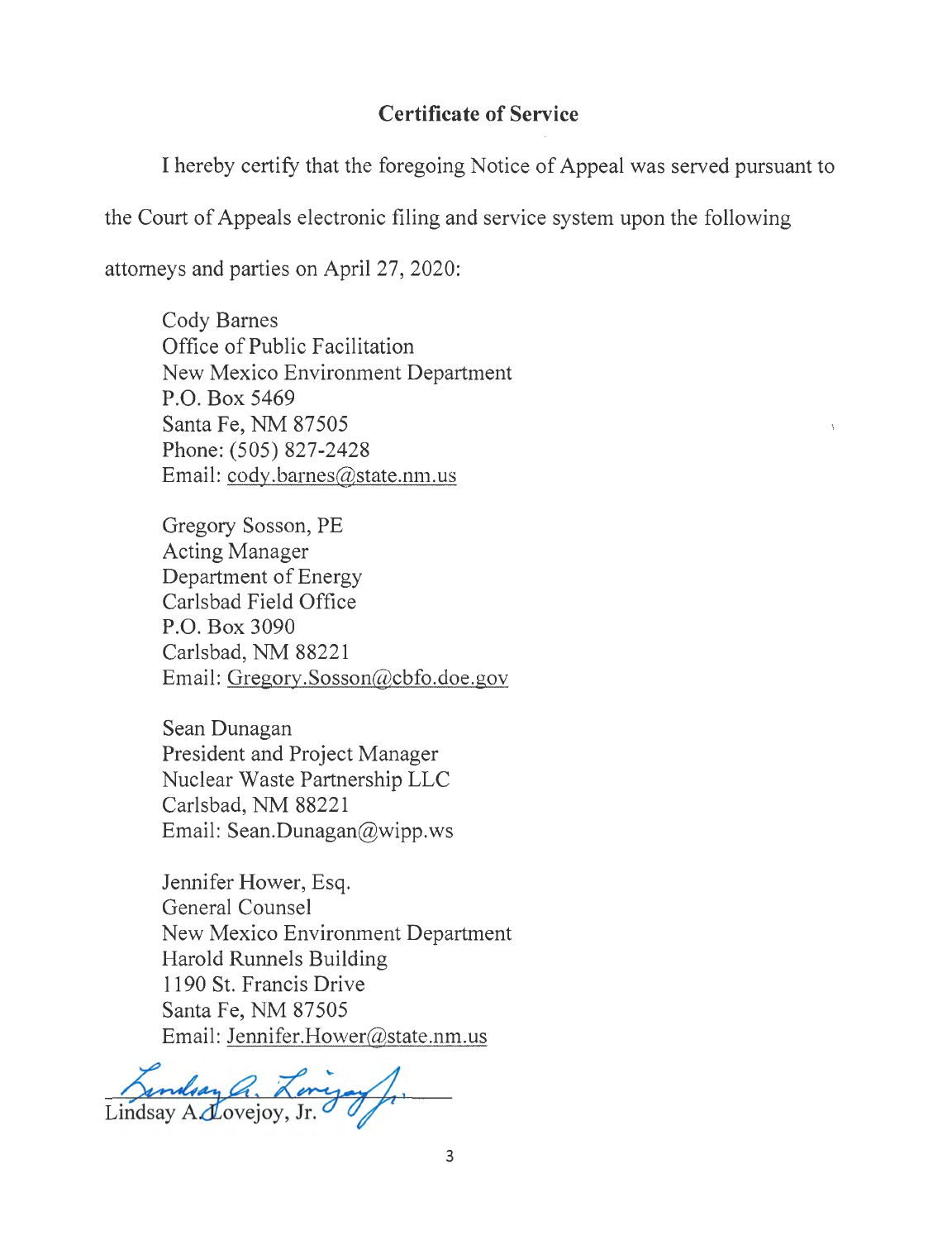## Certificate of Service

I hereby certify that the foregoing Notice of Appeal was served pursuant to the Court of Appeals electronic filing and service system upon the following attorneys and parties on April 27, 2020:

Cody Barnes
Office of Public Facilitation
New Mexico Environment Department
P.O. Box 5469
Santa Fe, NM 87505
Phone: (505) 827-2428
Email: cody.barnes@state.nm.us

Gregory Sosson, PE
Acting Manager
Department of Energy
Carlsbad Field Office
P.O. Box 3090
Carlsbad, NM 88221
Email: Gregory.Sosson@cbfo.doe.gov

Sean Dunagan
President and Project Manager
Nuclear Waste Partnership LLC
Carlsbad, NM 88221
Email: Sean.Dunagan@wipp.ws

Jennifer Hower, Esq.
General Counsel
New Mexico Environment Department
Harold Runnels Building
1190 St. Francis Drive
Santa Fe, NM 87505
Email: Jennifer.Hower@state.nm.us

Lindsay A. Lovejoy, Jr.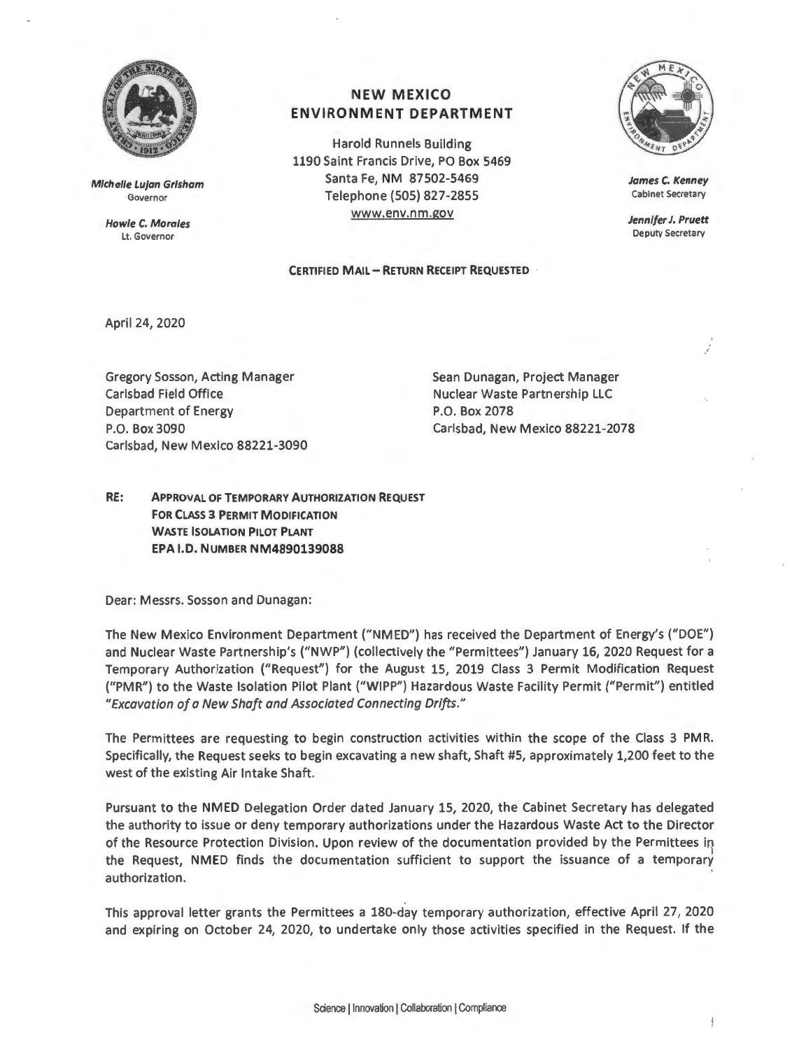# NEW MEXICO ENVIRONMENT DEPARTMENT

Harold Runnels Building
1190 Saint Francis Drive, PO Box 5469
Santa Fe, NM 87502-5469
Telephone (505) 827-2855
www.env.nm.gov

**Michelle Lujan Grisham**
Governor

**Howie C. Morales**
Lt. Governor

**James C. Kenney**
Cabinet Secretary

**Jennifer J. Pruett**
Deputy Secretary

**CERTIFIED MAIL – RETURN RECEIPT REQUESTED**

April 24, 2020

Gregory Sosson, Acting Manager
Carlsbad Field Office
Department of Energy
P.O. Box 3090
Carlsbad, New Mexico 88221-3090

Sean Dunagan, Project Manager
Nuclear Waste Partnership LLC
P.O. Box 2078
Carlsbad, New Mexico 88221-2078

**RE: APPROVAL OF TEMPORARY AUTHORIZATION REQUEST FOR CLASS 3 PERMIT MODIFICATION WASTE ISOLATION PILOT PLANT EPA I.D. NUMBER NM4890139088**

Dear: Messrs. Sosson and Dunagan:

The New Mexico Environment Department ("NMED") has received the Department of Energy's ("DOE") and Nuclear Waste Partnership's ("NWP") (collectively the "Permittees") January 16, 2020 Request for a Temporary Authorization ("Request") for the August 15, 2019 Class 3 Permit Modification Request ("PMR") to the Waste Isolation Pilot Plant ("WIPP") Hazardous Waste Facility Permit ("Permit") entitled "*Excavation of a New Shaft and Associated Connecting Drifts.*"

The Permittees are requesting to begin construction activities within the scope of the Class 3 PMR. Specifically, the Request seeks to begin excavating a new shaft, Shaft #5, approximately 1,200 feet to the west of the existing Air Intake Shaft.

Pursuant to the NMED Delegation Order dated January 15, 2020, the Cabinet Secretary has delegated the authority to issue or deny temporary authorizations under the Hazardous Waste Act to the Director of the Resource Protection Division. Upon review of the documentation provided by the Permittees in the Request, NMED finds the documentation sufficient to support the issuance of a temporary authorization.

This approval letter grants the Permittees a 180-day temporary authorization, effective April 27, 2020 and expiring on October 24, 2020, to undertake only those activities specified in the Request. If the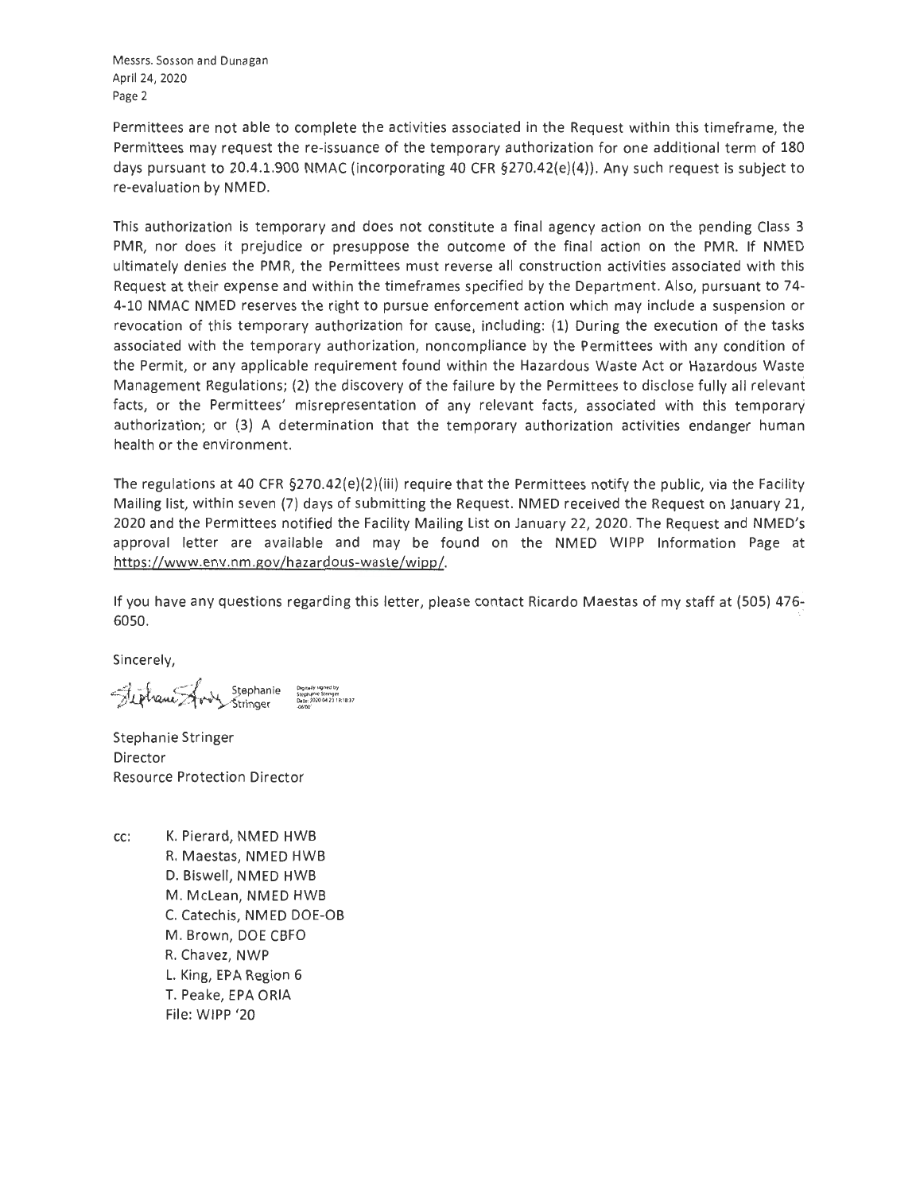Permittees are not able to complete the activities associated in the Request within this timeframe, the Permittees may request the re-issuance of the temporary authorization for one additional term of 180 days pursuant to 20.4.1.900 NMAC (incorporating 40 CFR §270.42(e)(4)). Any such request is subject to re-evaluation by NMED.

This authorization is temporary and does not constitute a final agency action on the pending Class 3 PMR, nor does it prejudice or presuppose the outcome of the final action on the PMR. If NMED ultimately denies the PMR, the Permittees must reverse all construction activities associated with this Request at their expense and within the timeframes specified by the Department. Also, pursuant to 74-4-10 NMAC NMED reserves the right to pursue enforcement action which may include a suspension or revocation of this temporary authorization for cause, including: (1) During the execution of the tasks associated with the temporary authorization, noncompliance by the Permittees with any condition of the Permit, or any applicable requirement found within the Hazardous Waste Act or Hazardous Waste Management Regulations; (2) the discovery of the failure by the Permittees to disclose fully all relevant facts, or the Permittees' misrepresentation of any relevant facts, associated with this temporary authorization; or (3) A determination that the temporary authorization activities endanger human health or the environment.

The regulations at 40 CFR §270.42(e)(2)(iii) require that the Permittees notify the public, via the Facility Mailing list, within seven (7) days of submitting the Request. NMED received the Request on January 21, 2020 and the Permittees notified the Facility Mailing List on January 22, 2020. The Request and NMED's approval letter are available and may be found on the NMED WIPP Information Page at https://www.env.nm.gov/hazardous-waste/wipp/.

If you have any questions regarding this letter, please contact Ricardo Maestas of my staff at (505) 476-6050.

Sincerely,

Stephanie Stringer
Digitally signed by Stephanie Stringer
Date: 2020.04.23 19:18:37 -06'00'

Stephanie Stringer
Director
Resource Protection Director

cc: K. Pierard, NMED HWB
R. Maestas, NMED HWB
D. Biswell, NMED HWB
M. McLean, NMED HWB
C. Catechis, NMED DOE-OB
M. Brown, DOE CBFO
R. Chavez, NWP
L. King, EPA Region 6
T. Peake, EPA ORIA
File: WIPP '20